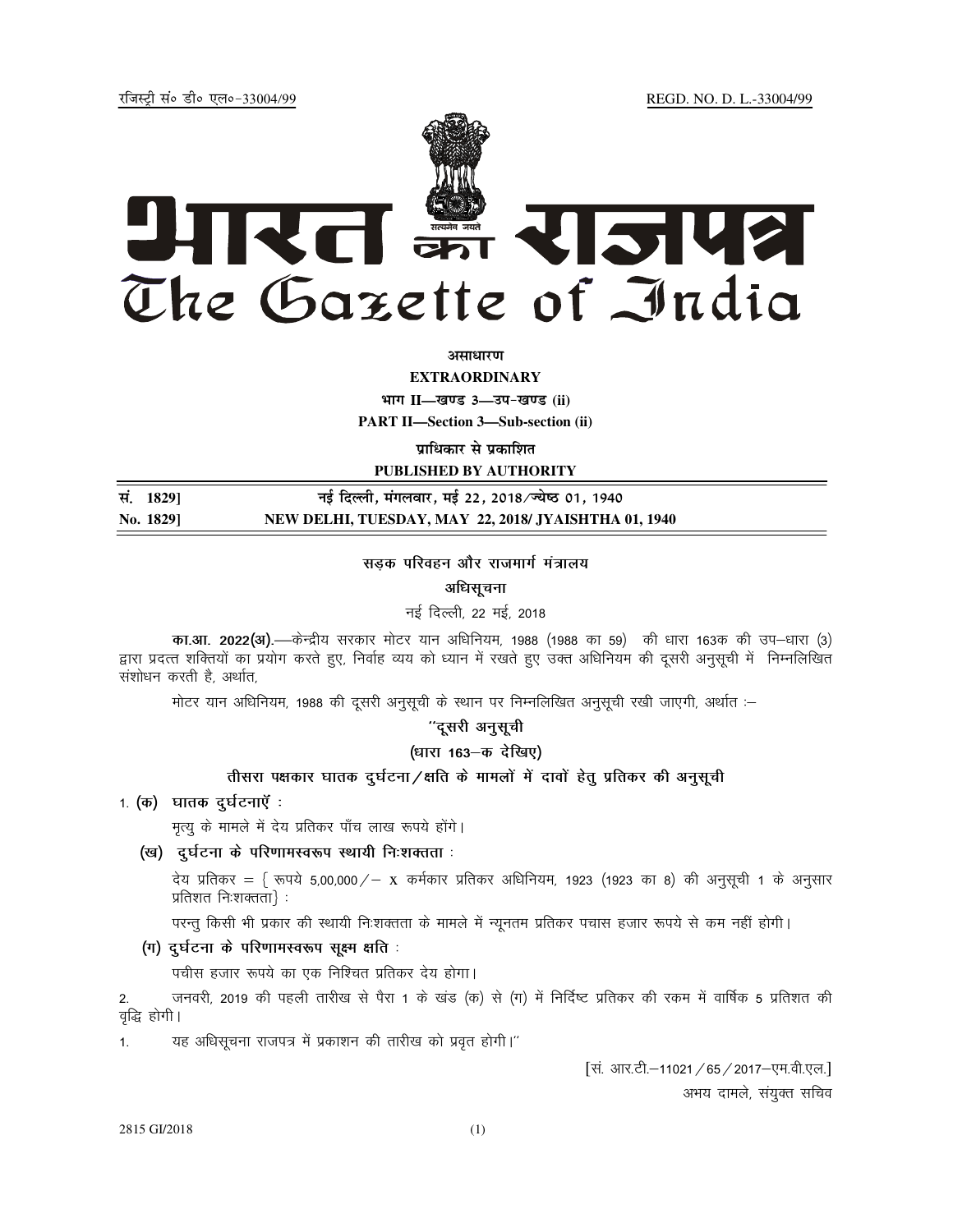रजिस्ट्री सं० डी० एल०-33004/99 REGD. NO. D. L.-33004/99

# भारत का राजपत्र
# The Gazette of India

**असाधारण**

**EXTRAORDINARY**

**भाग II—खण्ड 3—उप-खण्ड (ii)**

**PART II—Section 3—Sub-section (ii)**

**प्राधिकार से प्रकाशित**

**PUBLISHED BY AUTHORITY**

| सं. 1829] | नई दिल्ली, मंगलवार, मई 22, 2018/ज्येष्ठ 01, 1940 |
|---|---|
| No. 1829] | NEW DELHI, TUESDAY, MAY 22, 2018/ JYAISHTHA 01, 1940 |

## सड़क परिवहन और राजमार्ग मंत्रालय

### अधिसूचना

नई दिल्ली, 22 मई, 2018

**का.आ. 2022(अ).**—केन्द्रीय सरकार मोटर यान अधिनियम, 1988 (1988 का 59) की धारा 163क की उप–धारा (3) द्वारा प्रदत्त शक्तियों का प्रयोग करते हुए, निर्वाह व्यय को ध्यान में रखते हुए उक्त अधिनियम की दूसरी अनुसूची में निम्नलिखित संशोधन करती है, अर्थात,

मोटर यान अधिनियम, 1988 की दूसरी अनुसूची के स्थान पर निम्नलिखित अनुसूची रखी जाएगी, अर्थात :–

**''दूसरी अनुसूची**

**(धारा 163–क देखिए)**

**तीसरा पक्षकार घातक दुर्घटना/क्षति के मामलों में दावों हेतु प्रतिकर की अनुसूची**

1. **(क) घातक दुर्घटनाएँ :**

मृत्यु के मामले में देय प्रतिकर पाँच लाख रूपये होंगे।

**(ख) दुर्घटना के परिणामस्वरूप स्थायी निःशक्तता :**

देय प्रतिकर = { रूपये 5,00,000/– x कर्मकार प्रतिकर अधिनियम, 1923 (1923 का 8) की अनुसूची 1 के अनुसार प्रतिशत निःशक्तता} :

परन्तु किसी भी प्रकार की स्थायी निःशक्तता के मामले में न्यूनतम प्रतिकर पचास हजार रूपये से कम नहीं होगी।

**(ग) दुर्घटना के परिणामस्वरूप सूक्ष्म क्षति :**

पचीस हजार रूपये का एक निश्चित प्रतिकर देय होगा।

2. जनवरी, 2019 की पहली तारीख से पैरा 1 के खंड (क) से (ग) में निर्दिष्ट प्रतिकर की रकम में वार्षिक 5 प्रतिशत की वृद्धि होगी।

1. यह अधिसूचना राजपत्र में प्रकाशन की तारीख को प्रवृत होगी।''

[सं. आर.टी.–11021/65/2017–एम.वी.एल.]

अभय दामले, संयुक्त सचिव

2815 GI/2018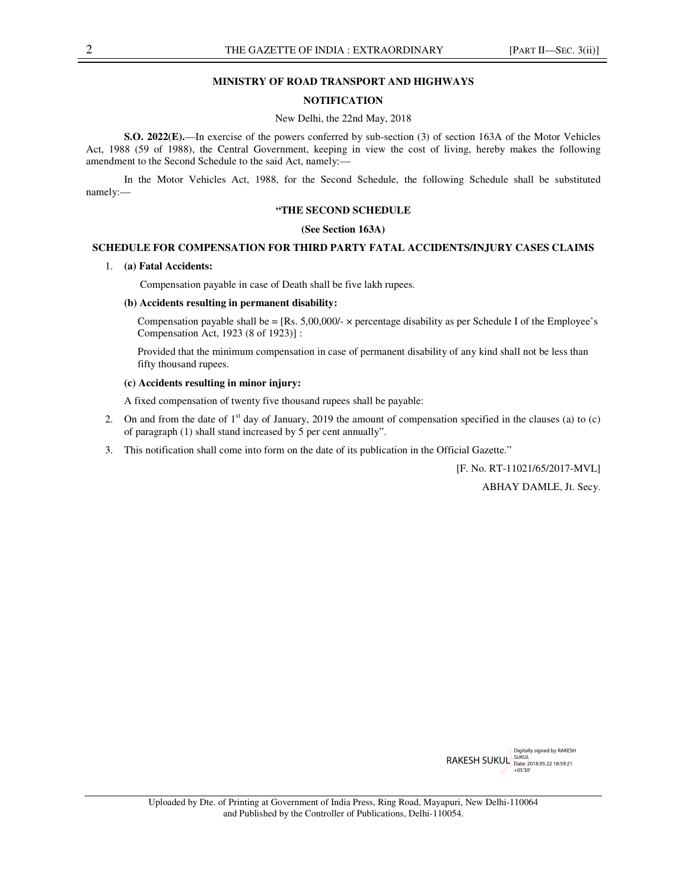**MINISTRY OF ROAD TRANSPORT AND HIGHWAYS**

**NOTIFICATION**

New Delhi, the 22nd May, 2018

**S.O. 2022(E).**—In exercise of the powers conferred by sub-section (3) of section 163A of the Motor Vehicles Act, 1988 (59 of 1988), the Central Government, keeping in view the cost of living, hereby makes the following amendment to the Second Schedule to the said Act, namely:—

In the Motor Vehicles Act, 1988, for the Second Schedule, the following Schedule shall be substituted namely:—

**"THE SECOND SCHEDULE**

**(See Section 163A)**

**SCHEDULE FOR COMPENSATION FOR THIRD PARTY FATAL ACCIDENTS/INJURY CASES CLAIMS**

1. **(a) Fatal Accidents:**

   Compensation payable in case of Death shall be five lakh rupees.

   **(b) Accidents resulting in permanent disability:**

   Compensation payable shall be = [Rs. 5,00,000/- × percentage disability as per Schedule I of the Employee's Compensation Act, 1923 (8 of 1923)] :

   Provided that the minimum compensation in case of permanent disability of any kind shall not be less than fifty thousand rupees.

   **(c) Accidents resulting in minor injury:**

   A fixed compensation of twenty five thousand rupees shall be payable:

2. On and from the date of 1st day of January, 2019 the amount of compensation specified in the clauses (a) to (c) of paragraph (1) shall stand increased by 5 per cent annually".

3. This notification shall come into form on the date of its publication in the Official Gazette."

[F. No. RT-11021/65/2017-MVL]

ABHAY DAMLE, Jt. Secy.

Uploaded by Dte. of Printing at Government of India Press, Ring Road, Mayapuri, New Delhi-110064 and Published by the Controller of Publications, Delhi-110054.